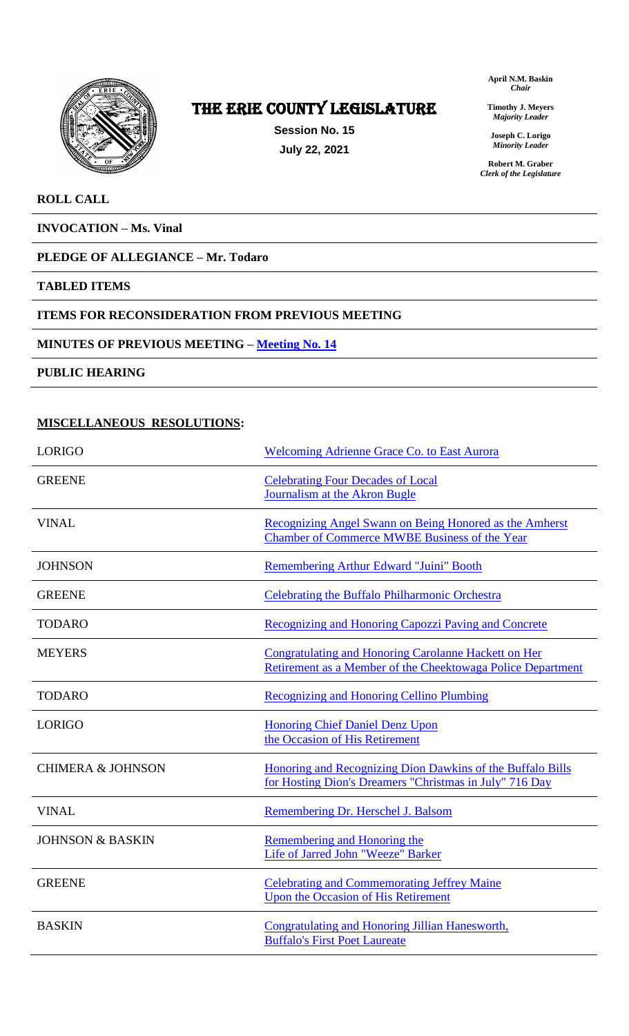# THE ERIE COUNTY LEGISLATURE

**Session No. 15**
**July 22, 2021**

**April N.M. Baskin**
*Chair*

**Timothy J. Meyers**
*Majority Leader*

**Joseph C. Lorigo**
*Minority Leader*

**Robert M. Graber**
*Clerk of the Legislature*

**ROLL CALL**

**INVOCATION – Ms. Vinal**

**PLEDGE OF ALLEGIANCE – Mr. Todaro**

**TABLED ITEMS**

**ITEMS FOR RECONSIDERATION FROM PREVIOUS MEETING**

**MINUTES OF PREVIOUS MEETING – Meeting No. 14**

**PUBLIC HEARING**

**MISCELLANEOUS RESOLUTIONS:**

| | |
|---|---|
| LORIGO | Welcoming Adrienne Grace Co. to East Aurora |
| GREENE | Celebrating Four Decades of Local Journalism at the Akron Bugle |
| VINAL | Recognizing Angel Swann on Being Honored as the Amherst Chamber of Commerce MWBE Business of the Year |
| JOHNSON | Remembering Arthur Edward "Juini" Booth |
| GREENE | Celebrating the Buffalo Philharmonic Orchestra |
| TODARO | Recognizing and Honoring Capozzi Paving and Concrete |
| MEYERS | Congratulating and Honoring Carolanne Hackett on Her Retirement as a Member of the Cheektowaga Police Department |
| TODARO | Recognizing and Honoring Cellino Plumbing |
| LORIGO | Honoring Chief Daniel Denz Upon the Occasion of His Retirement |
| CHIMERA & JOHNSON | Honoring and Recognizing Dion Dawkins of the Buffalo Bills for Hosting Dion's Dreamers "Christmas in July" 716 Day |
| VINAL | Remembering Dr. Herschel J. Balsom |
| JOHNSON & BASKIN | Remembering and Honoring the Life of Jarred John "Weeze" Barker |
| GREENE | Celebrating and Commemorating Jeffrey Maine Upon the Occasion of His Retirement |
| BASKIN | Congratulating and Honoring Jillian Hanesworth, Buffalo's First Poet Laureate |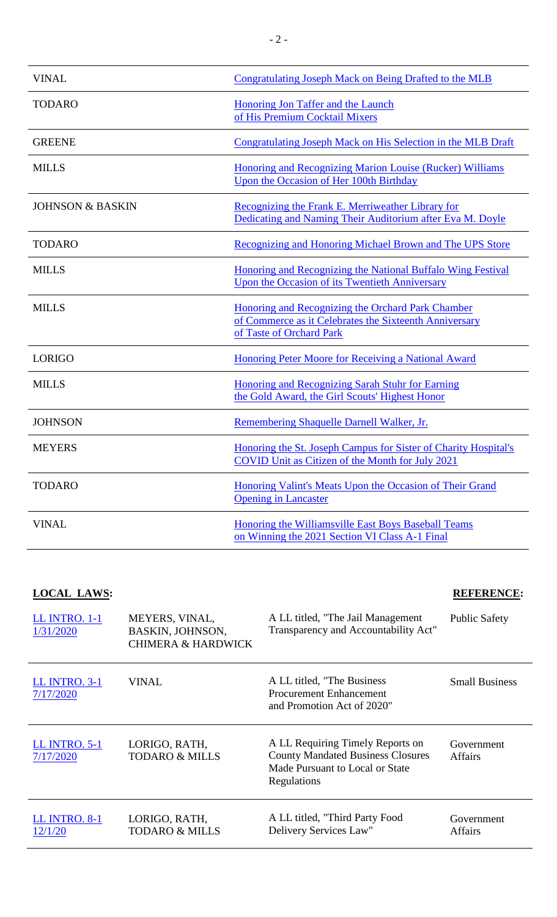| | |
|---|---|
| VINAL | Congratulating Joseph Mack on Being Drafted to the MLB |
| TODARO | Honoring Jon Taffer and the Launch of His Premium Cocktail Mixers |
| GREENE | Congratulating Joseph Mack on His Selection in the MLB Draft |
| MILLS | Honoring and Recognizing Marion Louise (Rucker) Williams Upon the Occasion of Her 100th Birthday |
| JOHNSON & BASKIN | Recognizing the Frank E. Merriweather Library for Dedicating and Naming Their Auditorium after Eva M. Doyle |
| TODARO | Recognizing and Honoring Michael Brown and The UPS Store |
| MILLS | Honoring and Recognizing the National Buffalo Wing Festival Upon the Occasion of its Twentieth Anniversary |
| MILLS | Honoring and Recognizing the Orchard Park Chamber of Commerce as it Celebrates the Sixteenth Anniversary of Taste of Orchard Park |
| LORIGO | Honoring Peter Moore for Receiving a National Award |
| MILLS | Honoring and Recognizing Sarah Stuhr for Earning the Gold Award, the Girl Scouts' Highest Honor |
| JOHNSON | Remembering Shaquelle Darnell Walker, Jr. |
| MEYERS | Honoring the St. Joseph Campus for Sister of Charity Hospital's COVID Unit as Citizen of the Month for July 2021 |
| TODARO | Honoring Valint's Meats Upon the Occasion of Their Grand Opening in Lancaster |
| VINAL | Honoring the Williamsville East Boys Baseball Teams on Winning the 2021 Section VI Class A-1 Final |

**LOCAL LAWS:**

| | | | **REFERENCE:** |
|---|---|---|---|
| LL INTRO. 1-1 1/31/2020 | MEYERS, VINAL, BASKIN, JOHNSON, CHIMERA & HARDWICK | A LL titled, "The Jail Management Transparency and Accountability Act" | Public Safety |
| LL INTRO. 3-1 7/17/2020 | VINAL | A LL titled, "The Business Procurement Enhancement and Promotion Act of 2020" | Small Business |
| LL INTRO. 5-1 7/17/2020 | LORIGO, RATH, TODARO & MILLS | A LL Requiring Timely Reports on County Mandated Business Closures Made Pursuant to Local or State Regulations | Government Affairs |
| LL INTRO. 8-1 12/1/20 | LORIGO, RATH, TODARO & MILLS | A LL titled, "Third Party Food Delivery Services Law" | Government Affairs |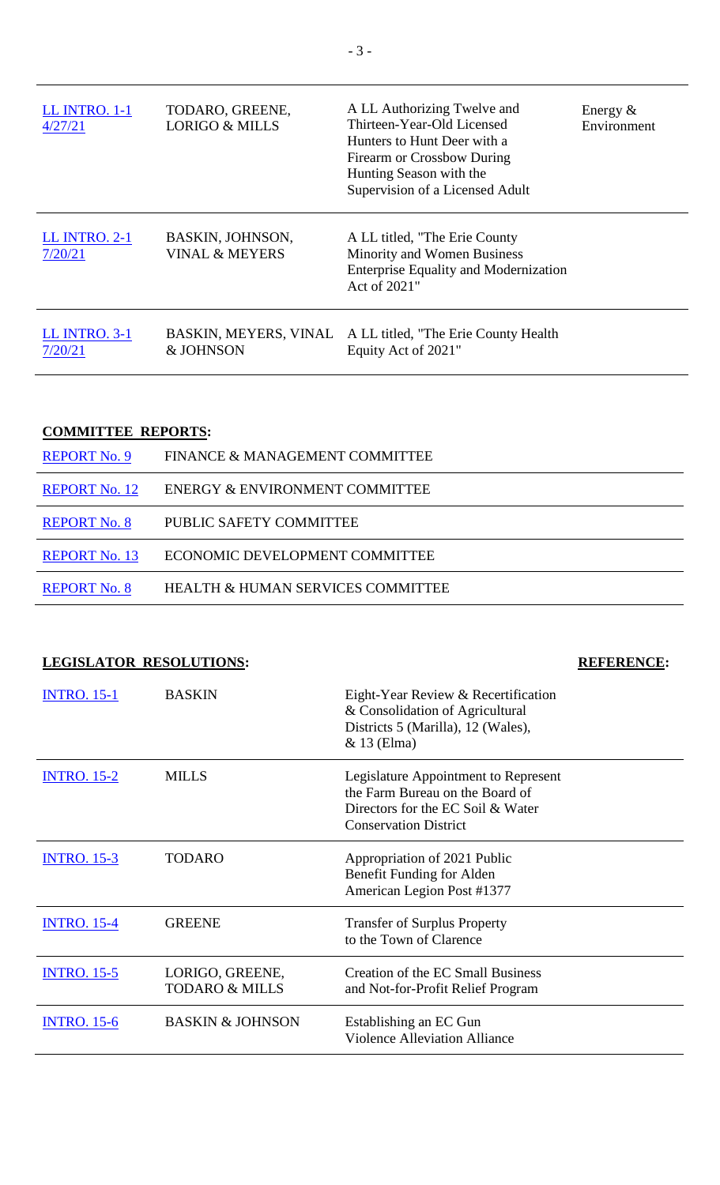| | | | |
|---|---|---|---|
| LL INTRO. 1-1 4/27/21 | TODARO, GREENE, LORIGO & MILLS | A LL Authorizing Twelve and Thirteen-Year-Old Licensed Hunters to Hunt Deer with a Firearm or Crossbow During Hunting Season with the Supervision of a Licensed Adult | Energy & Environment |
| LL INTRO. 2-1 7/20/21 | BASKIN, JOHNSON, VINAL & MEYERS | A LL titled, "The Erie County Minority and Women Business Enterprise Equality and Modernization Act of 2021" | |
| LL INTRO. 3-1 7/20/21 | BASKIN, MEYERS, VINAL & JOHNSON | A LL titled, "The Erie County Health Equity Act of 2021" | |

**COMMITTEE REPORTS:**

| | |
|---|---|
| REPORT No. 9 | FINANCE & MANAGEMENT COMMITTEE |
| REPORT No. 12 | ENERGY & ENVIRONMENT COMMITTEE |
| REPORT No. 8 | PUBLIC SAFETY COMMITTEE |
| REPORT No. 13 | ECONOMIC DEVELOPMENT COMMITTEE |
| REPORT No. 8 | HEALTH & HUMAN SERVICES COMMITTEE |

| **LEGISLATOR RESOLUTIONS:** | | | **REFERENCE:** |
|---|---|---|---|
| INTRO. 15-1 | BASKIN | Eight-Year Review & Recertification & Consolidation of Agricultural Districts 5 (Marilla), 12 (Wales), & 13 (Elma) | |
| INTRO. 15-2 | MILLS | Legislature Appointment to Represent the Farm Bureau on the Board of Directors for the EC Soil & Water Conservation District | |
| INTRO. 15-3 | TODARO | Appropriation of 2021 Public Benefit Funding for Alden American Legion Post #1377 | |
| INTRO. 15-4 | GREENE | Transfer of Surplus Property to the Town of Clarence | |
| INTRO. 15-5 | LORIGO, GREENE, TODARO & MILLS | Creation of the EC Small Business and Not-for-Profit Relief Program | |
| INTRO. 15-6 | BASKIN & JOHNSON | Establishing an EC Gun Violence Alleviation Alliance | |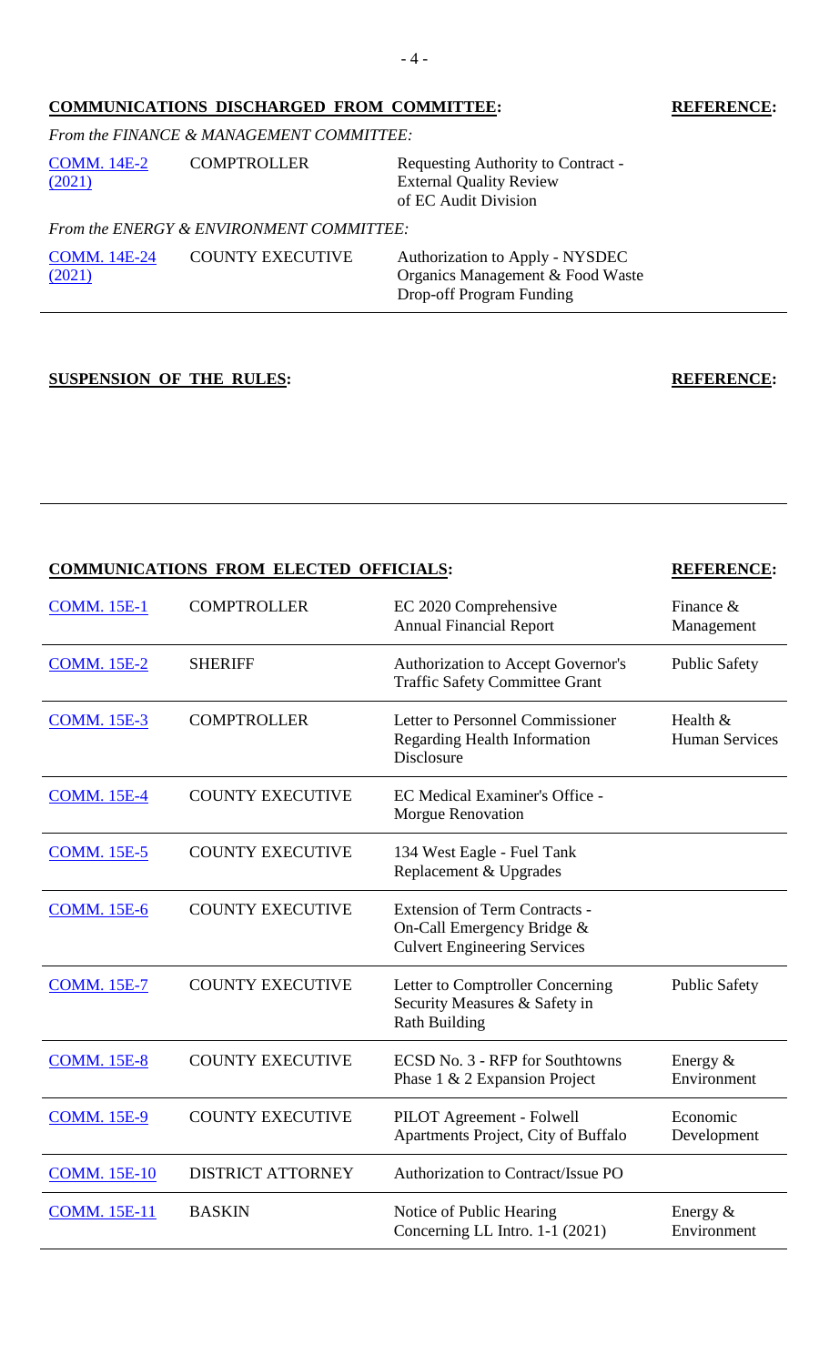## COMMUNICATIONS DISCHARGED FROM COMMITTEE:

*From the FINANCE & MANAGEMENT COMMITTEE:*

| | | | REFERENCE: |
|---|---|---|---|
| COMM. 14E-2 (2021) | COMPTROLLER | Requesting Authority to Contract - External Quality Review of EC Audit Division | |

*From the ENERGY & ENVIRONMENT COMMITTEE:*

| | | | |
|---|---|---|---|
| COMM. 14E-24 (2021) | COUNTY EXECUTIVE | Authorization to Apply - NYSDEC Organics Management & Food Waste Drop-off Program Funding | |

## SUSPENSION OF THE RULES:

**REFERENCE:**

## COMMUNICATIONS FROM ELECTED OFFICIALS:

| | | | REFERENCE: |
|---|---|---|---|
| COMM. 15E-1 | COMPTROLLER | EC 2020 Comprehensive Annual Financial Report | Finance & Management |
| COMM. 15E-2 | SHERIFF | Authorization to Accept Governor's Traffic Safety Committee Grant | Public Safety |
| COMM. 15E-3 | COMPTROLLER | Letter to Personnel Commissioner Regarding Health Information Disclosure | Health & Human Services |
| COMM. 15E-4 | COUNTY EXECUTIVE | EC Medical Examiner's Office - Morgue Renovation | |
| COMM. 15E-5 | COUNTY EXECUTIVE | 134 West Eagle - Fuel Tank Replacement & Upgrades | |
| COMM. 15E-6 | COUNTY EXECUTIVE | Extension of Term Contracts - On-Call Emergency Bridge & Culvert Engineering Services | |
| COMM. 15E-7 | COUNTY EXECUTIVE | Letter to Comptroller Concerning Security Measures & Safety in Rath Building | Public Safety |
| COMM. 15E-8 | COUNTY EXECUTIVE | ECSD No. 3 - RFP for Southtowns Phase 1 & 2 Expansion Project | Energy & Environment |
| COMM. 15E-9 | COUNTY EXECUTIVE | PILOT Agreement - Folwell Apartments Project, City of Buffalo | Economic Development |
| COMM. 15E-10 | DISTRICT ATTORNEY | Authorization to Contract/Issue PO | |
| COMM. 15E-11 | BASKIN | Notice of Public Hearing Concerning LL Intro. 1-1 (2021) | Energy & Environment |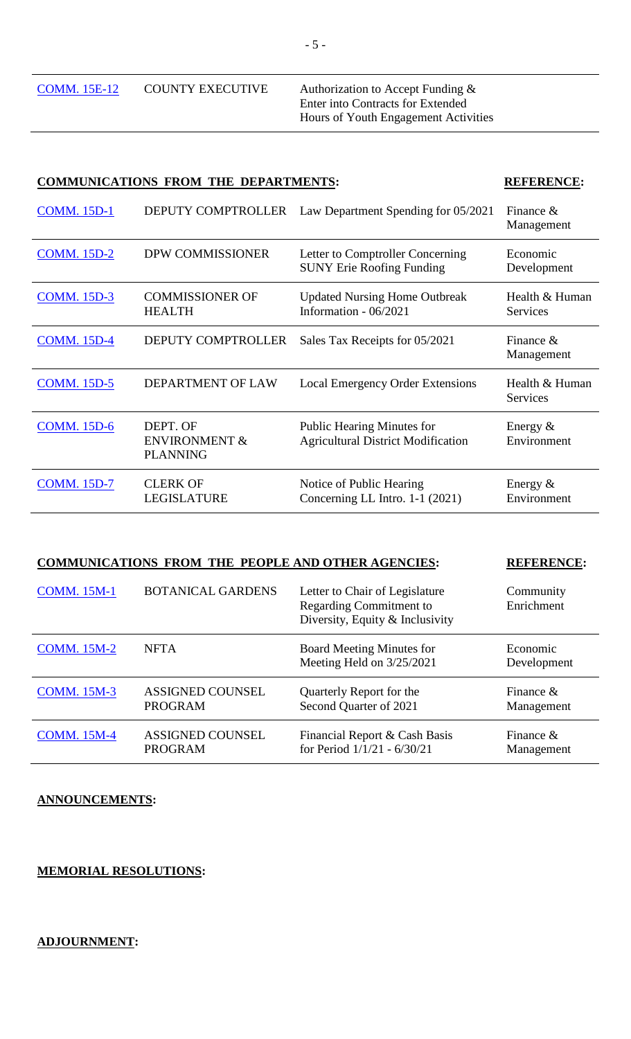| | | |
|---|---|---|
| COMM. 15E-12 | COUNTY EXECUTIVE | Authorization to Accept Funding & Enter into Contracts for Extended Hours of Youth Engagement Activities |

**COMMUNICATIONS FROM THE DEPARTMENTS:** **REFERENCE:**

| | | | |
|---|---|---|---|
| COMM. 15D-1 | DEPUTY COMPTROLLER | Law Department Spending for 05/2021 | Finance & Management |
| COMM. 15D-2 | DPW COMMISSIONER | Letter to Comptroller Concerning SUNY Erie Roofing Funding | Economic Development |
| COMM. 15D-3 | COMMISSIONER OF HEALTH | Updated Nursing Home Outbreak Information - 06/2021 | Health & Human Services |
| COMM. 15D-4 | DEPUTY COMPTROLLER | Sales Tax Receipts for 05/2021 | Finance & Management |
| COMM. 15D-5 | DEPARTMENT OF LAW | Local Emergency Order Extensions | Health & Human Services |
| COMM. 15D-6 | DEPT. OF ENVIRONMENT & PLANNING | Public Hearing Minutes for Agricultural District Modification | Energy & Environment |
| COMM. 15D-7 | CLERK OF LEGISLATURE | Notice of Public Hearing Concerning LL Intro. 1-1 (2021) | Energy & Environment |

**COMMUNICATIONS FROM THE PEOPLE AND OTHER AGENCIES:** **REFERENCE:**

| | | | |
|---|---|---|---|
| COMM. 15M-1 | BOTANICAL GARDENS | Letter to Chair of Legislature Regarding Commitment to Diversity, Equity & Inclusivity | Community Enrichment |
| COMM. 15M-2 | NFTA | Board Meeting Minutes for Meeting Held on 3/25/2021 | Economic Development |
| COMM. 15M-3 | ASSIGNED COUNSEL PROGRAM | Quarterly Report for the Second Quarter of 2021 | Finance & Management |
| COMM. 15M-4 | ASSIGNED COUNSEL PROGRAM | Financial Report & Cash Basis for Period 1/1/21 - 6/30/21 | Finance & Management |

**ANNOUNCEMENTS:**

**MEMORIAL RESOLUTIONS:**

**ADJOURNMENT:**